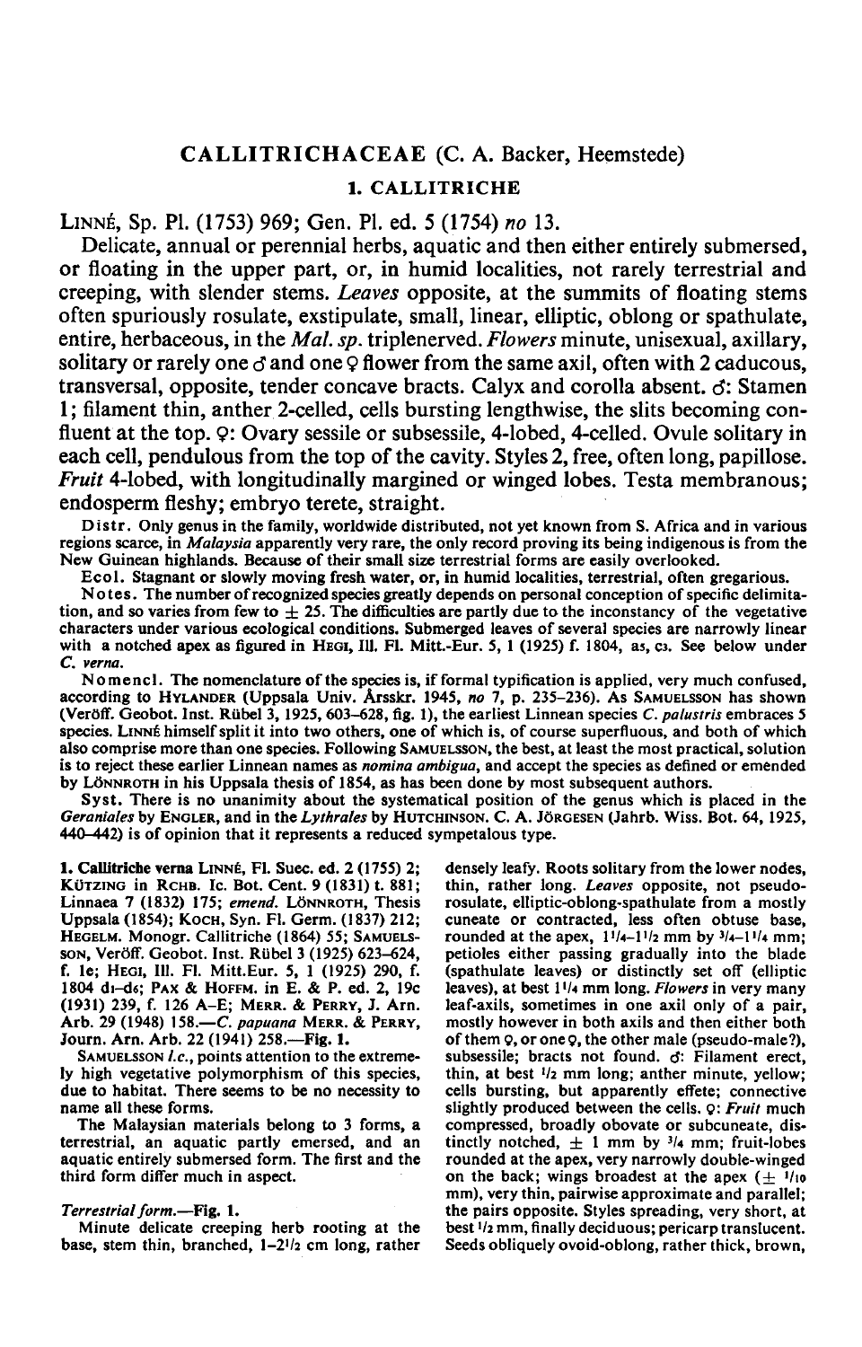# CALLITRICHACEAE (C. A. Backer, Heemstede)

## 1. CALLITRICHE

LINNÉ, Sp. Pl. (1753) 969; Gen. Pl. ed. 5 (1754) *no* 13.

Delicate, annual or perennial herbs, aquatic and then either entirely submersed, or floating in the upper part, or, in humid localities, not rarely terrestrial and creeping, with slender stems. *Leaves* opposite, at the summits of floating stems often spuriously rosulate, exstipulate, small, linear, elliptic, oblong or spathulate, entire, herbaceous, in the *Mal. sp.* triplenerved. *Flowers* minute, unisexual, axillary, solitary or rarely one ♂ and one ♀ flower from the same axil, often with 2 caducous, transversal, opposite, tender concave bracts. Calyx and corolla absent. ♂: Stamen 1; filament thin, anther 2-celled, cells bursting lengthwise, the slits becoming confluent at the top. ♀: Ovary sessile or subsessile, 4-lobed, 4-celled. Ovule solitary in each cell, pendulous from the top of the cavity. Styles 2, free, often long, papillose. *Fruit* 4-lobed, with longitudinally margined or winged lobes. Testa membranous; endosperm fleshy; embryo terete, straight.

**Distr.** Only genus in the family, worldwide distributed, not yet known from S. Africa and in various regions scarce, in *Malaysia* apparently very rare, the only record proving its being indigenous is from the New Guinean highlands. Because of their small size terrestrial forms are easily overlooked.

**Ecol.** Stagnant or slowly moving fresh water, or, in humid localities, terrestrial, often gregarious.

**Notes.** The number of recognized species greatly depends on personal conception of specific delimitation, and so varies from few to ± 25. The difficulties are partly due to the inconstancy of the vegetative characters under various ecological conditions. Submerged leaves of several species are narrowly linear with a notched apex as figured in HEGI, Ill. Fl. Mitt.-Eur. 5, 1 (1925) f. 1804, $a_5$, $c_3$. See below under *C. verna*.

**Nomencl.** The nomenclature of the species is, if formal typification is applied, very much confused, according to HYLANDER (Uppsala Univ. Årsskr. 1945, *no* 7, p. 235–236). As SAMUELSSON has shown (Veröff. Geobot. Inst. Rübel 3, 1925, 603–628, fig. 1), the earliest Linnean species *C. palustris* embraces 5 species. LINNÉ himself split it into two others, one of which is, of course superfluous, and both of which also comprise more than one species. Following SAMUELSSON, the best, at least the most practical, solution is to reject these earlier Linnean names as *nomina ambigua*, and accept the species as defined or emended by LÖNNROTH in his Uppsala thesis of 1854, as has been done by most subsequent authors.

**Syst.** There is no unanimity about the systematical position of the genus which is placed in the *Geraniales* by ENGLER, and in the *Lythrales* by HUTCHINSON. C. A. JÖRGESEN (Jahrb. Wiss. Bot. 64, 1925, 440–442) is of opinion that it represents a reduced sympetalous type.

**1. Callitriche verna** LINNÉ, Fl. Suec. ed. 2 (1755) 2; KÜTZING in RCHB. Ic. Bot. Cent. 9 (1831) t. 881; Linnaea 7 (1832) 175; *emend.* LÖNNROTH, Thesis Uppsala (1854); KOCH, Syn. Fl. Germ. (1837) 212; HEGELM. Monogr. Callitriche (1864) 55; SAMUELSSON, Veröff. Geobot. Inst. Rübel 3 (1925) 623–624, f. 1e; HEGI, Ill. Fl. Mitt.Eur. 5, 1 (1925) 290, f. 1804 $d_1$–$d_6$; PAX & HOFFM. in E. & P. ed. 2, 19c (1931) 239, f. 126 A–E; MERR. & PERRY, J. Arn. Arb. 29 (1948) 158.—*C. papuana* MERR. & PERRY, Journ. Arn. Arb. 22 (1941) 258.—**Fig. 1.**

SAMUELSSON *l.c.*, points attention to the extremely high vegetative polymorphism of this species, due to habitat. There seems to be no necessity to name all these forms.

The Malaysian materials belong to 3 forms, a terrestrial, an aquatic partly emersed, and an aquatic entirely submersed form. The first and the third form differ much in aspect.

*Terrestrial form.*—Fig. 1.

Minute delicate creeping herb rooting at the base, stem thin, branched, 1–2½ cm long, rather densely leafy. Roots solitary from the lower nodes, thin, rather long. *Leaves* opposite, not pseudo-rosulate, elliptic-oblong-spathulate from a mostly cuneate or contracted, less often obtuse base, rounded at the apex, 1¼–1½ mm by ¾–1¼ mm; petioles either passing gradually into the blade (spathulate leaves) or distinctly set off (elliptic leaves), at best 1¼ mm long. *Flowers* in very many leaf-axils, sometimes in one axil only of a pair, mostly however in both axils and then either both of them ♀, or one ♀, the other male (pseudo-male?), subsessile; bracts not found. ♂: Filament erect, thin, at best ½ mm long; anther minute, yellow; cells bursting, but apparently effete; connective slightly produced between the cells. ♀: *Fruit* much compressed, broadly obovate or subcuneate, distinctly notched, ± 1 mm by ¾ mm; fruit-lobes rounded at the apex, very narrowly double-winged on the back; wings broadest at the apex (± 1/10 mm), very thin, pairwise approximate and parallel; the pairs opposite. Styles spreading, very short, at best ½ mm, finally deciduous; pericarp translucent. Seeds obliquely ovoid-oblong, rather thick, brown,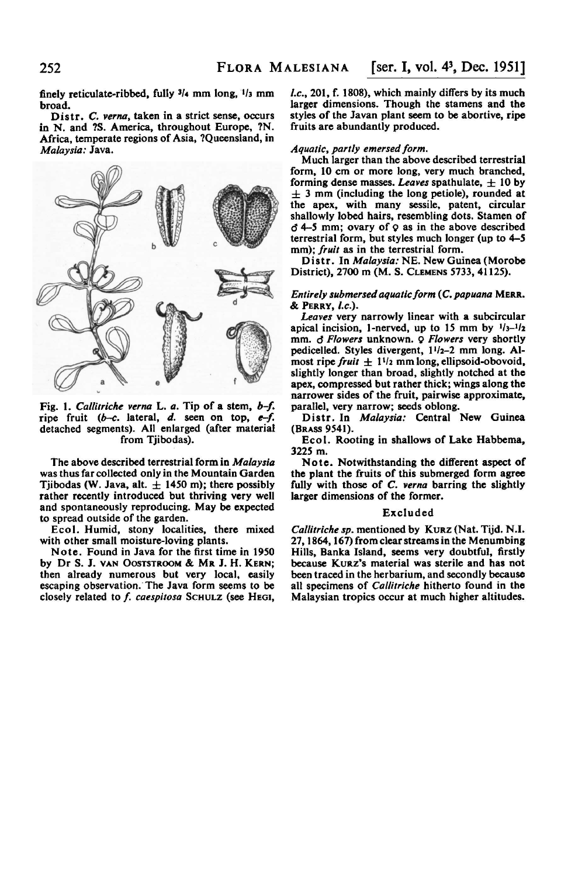finely reticulate-ribbed, fully 3/4 mm long, 1/3 mm broad.

**Distr.** *C. verna*, taken in a strict sense, occurs in N. and ?S. America, throughout Europe, ?N. Africa, temperate regions of Asia, ?Queensland, in *Malaysia:* Java.

Fig. 1. *Callitriche verna* L. *a.* Tip of a stem, *b–f.* ripe fruit (*b–c.* lateral, *d.* seen on top, *e–f.* detached segments). All enlarged (after material from Tjibodas).

The above described terrestrial form in *Malaysia* was thus far collected only in the Mountain Garden Tjibodas (W. Java, alt. ± 1450 m); there possibly rather recently introduced but thriving very well and spontaneously reproducing. May be expected to spread outside of the garden.

**Ecol.** Humid, stony localities, there mixed with other small moisture-loving plants.

**Note.** Found in Java for the first time in 1950 by Dr S. J. VAN OOSTSTROOM & MR J. H. KERN; then already numerous but very local, easily escaping observation. The Java form seems to be closely related to *f. caespitosa* SCHULZ (see HEGI, *l.c.*, 201, f. 1808), which mainly differs by its much larger dimensions. Though the stamens and the styles of the Javan plant seem to be abortive, ripe fruits are abundantly produced.

*Aquatic, partly emersed form.*

Much larger than the above described terrestrial form, 10 cm or more long, very much branched, forming dense masses. *Leaves* spathulate, ± 10 by ± 3 mm (including the long petiole), rounded at the apex, with many sessile, patent, circular shallowly lobed hairs, resembling dots. Stamen of ♂ 4–5 mm; ovary of ♀ as in the above described terrestrial form, but styles much longer (up to 4–5 mm); *fruit* as in the terrestrial form.

**Distr.** In *Malaysia:* NE. New Guinea (Morobe District), 2700 m (M. S. CLEMENS 5733, 41125).

*Entirely submersed aquatic form* (*C. papuana* MERR. & PERRY, *l.c.*).

*Leaves* very narrowly linear with a subcircular apical incision, 1-nerved, up to 15 mm by 1/3–1/2 mm. ♂ *Flowers* unknown. ♀ *Flowers* very shortly pedicelled. Styles divergent, 1½–2 mm long. Almost ripe *fruit* ± 1½ mm long, ellipsoid-obovoid, slightly longer than broad, slightly notched at the apex, compressed but rather thick; wings along the narrower sides of the fruit, pairwise approximate, parallel, very narrow; seeds oblong.

**Distr.** In *Malaysia:* Central New Guinea (BRASS 9541).

**Ecol.** Rooting in shallows of Lake Habbema, 3225 m.

**Note.** Notwithstanding the different aspect of the plant the fruits of this submerged form agree fully with those of *C. verna* barring the slightly larger dimensions of the former.

### Excluded

*Callitriche sp.* mentioned by KURZ (Nat. Tijd. N.I. 27, 1864, 167) from clear streams in the Menumbing Hills, Banka Island, seems very doubtful, firstly because KURZ's material was sterile and has not been traced in the herbarium, and secondly because all specimens of *Callitriche* hitherto found in the Malaysian tropics occur at much higher altitudes.